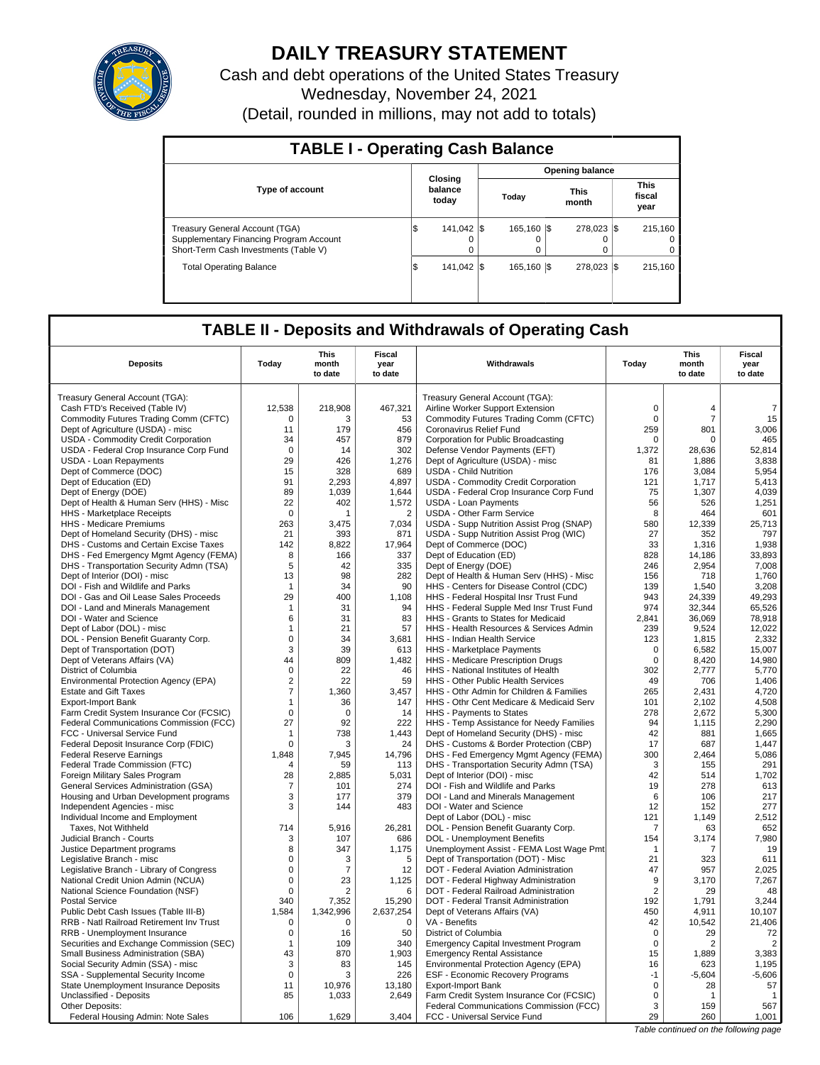# DAILY TREASURY STATEMENT

Cash and debt operations of the United States Treasury

Wednesday, November 24, 2021

(Detail, rounded in millions, may not add to totals)

## TABLE I - Operating Cash Balance

| Type of account | Closing balance today | Opening balance | | |
|---|---|---|---|---|
| | | Today | This month | This fiscal year |
| Treasury General Account (TGA) | $ 141,042 | $ 165,160 | $ 278,023 | $ 215,160 |
| Supplementary Financing Program Account | 0 | 0 | 0 | 0 |
| Short-Term Cash Investments (Table V) | 0 | 0 | 0 | 0 |
| Total Operating Balance | $ 141,042 | $ 165,160 | $ 278,023 | $ 215,160 |

## TABLE II - Deposits and Withdrawals of Operating Cash

| Deposits | Today | This month to date | Fiscal year to date | Withdrawals | Today | This month to date | Fiscal year to date |
|---|---|---|---|---|---|---|---|
| Treasury General Account (TGA): | | | | Treasury General Account (TGA): | | | |
| Cash FTD's Received (Table IV) | 12,538 | 218,908 | 467,321 | Airline Worker Support Extension | 0 | 4 | 7 |
| Commodity Futures Trading Comm (CFTC) | 0 | 3 | 53 | Commodity Futures Trading Comm (CFTC) | 0 | 7 | 15 |
| Dept of Agriculture (USDA) - misc | 11 | 179 | 456 | Coronavirus Relief Fund | 259 | 801 | 3,006 |
| USDA - Commodity Credit Corporation | 34 | 457 | 879 | Corporation for Public Broadcasting | 0 | 0 | 465 |
| USDA - Federal Crop Insurance Corp Fund | 0 | 14 | 302 | Defense Vendor Payments (EFT) | 1,372 | 28,636 | 52,814 |
| USDA - Loan Repayments | 29 | 426 | 1,276 | Dept of Agriculture (USDA) - misc | 81 | 1,886 | 3,838 |
| Dept of Commerce (DOC) | 15 | 328 | 689 | USDA - Child Nutrition | 176 | 3,084 | 5,954 |
| Dept of Education (ED) | 91 | 2,293 | 4,897 | USDA - Commodity Credit Corporation | 121 | 1,717 | 5,413 |
| Dept of Energy (DOE) | 89 | 1,039 | 1,644 | USDA - Federal Crop Insurance Corp Fund | 75 | 1,307 | 4,039 |
| Dept of Health & Human Serv (HHS) - Misc | 22 | 402 | 1,572 | USDA - Loan Payments | 56 | 526 | 1,251 |
| HHS - Marketplace Receipts | 0 | 1 | 2 | USDA - Other Farm Service | 8 | 464 | 601 |
| HHS - Medicare Premiums | 263 | 3,475 | 7,034 | USDA - Supp Nutrition Assist Prog (SNAP) | 580 | 12,339 | 25,713 |
| Dept of Homeland Security (DHS) - misc | 21 | 393 | 871 | USDA - Supp Nutrition Assist Prog (WIC) | 27 | 352 | 797 |
| DHS - Customs and Certain Excise Taxes | 142 | 8,822 | 17,964 | Dept of Commerce (DOC) | 33 | 1,316 | 1,938 |
| DHS - Fed Emergency Mgmt Agency (FEMA) | 8 | 166 | 337 | Dept of Education (ED) | 828 | 14,186 | 33,893 |
| DHS - Transportation Security Admn (TSA) | 5 | 42 | 335 | Dept of Energy (DOE) | 246 | 2,954 | 7,008 |
| Dept of Interior (DOI) - misc | 13 | 98 | 282 | Dept of Health & Human Serv (HHS) - Misc | 156 | 718 | 1,760 |
| DOI - Fish and Wildlife and Parks | 1 | 34 | 90 | HHS - Centers for Disease Control (CDC) | 139 | 1,540 | 3,208 |
| DOI - Gas and Oil Lease Sales Proceeds | 29 | 400 | 1,108 | HHS - Federal Hospital Insr Trust Fund | 943 | 24,339 | 49,293 |
| DOI - Land and Minerals Management | 1 | 31 | 94 | HHS - Federal Supple Med Insr Trust Fund | 974 | 32,344 | 65,526 |
| DOI - Water and Science | 6 | 31 | 83 | HHS - Grants to States for Medicaid | 2,841 | 36,069 | 78,918 |
| Dept of Labor (DOL) - misc | 1 | 21 | 57 | HHS - Health Resources & Services Admin | 239 | 9,524 | 12,022 |
| DOL - Pension Benefit Guaranty Corp. | 0 | 34 | 3,681 | HHS - Indian Health Service | 123 | 1,815 | 2,332 |
| Dept of Transportation (DOT) | 3 | 39 | 613 | HHS - Marketplace Payments | 0 | 6,582 | 15,007 |
| Dept of Veterans Affairs (VA) | 44 | 809 | 1,482 | HHS - Medicare Prescription Drugs | 0 | 8,420 | 14,980 |
| District of Columbia | 0 | 22 | 46 | HHS - National Institutes of Health | 302 | 2,777 | 5,770 |
| Environmental Protection Agency (EPA) | 2 | 22 | 59 | HHS - Other Public Health Services | 49 | 706 | 1,406 |
| Estate and Gift Taxes | 7 | 1,360 | 3,457 | HHS - Othr Admin for Children & Families | 265 | 2,431 | 4,720 |
| Export-Import Bank | 1 | 36 | 147 | HHS - Othr Cent Medicare & Medicaid Serv | 101 | 2,102 | 4,508 |
| Farm Credit System Insurance Cor (FCSIC) | 0 | 0 | 14 | HHS - Payments to States | 278 | 2,672 | 5,300 |
| Federal Communications Commission (FCC) | 27 | 92 | 222 | HHS - Temp Assistance for Needy Families | 94 | 1,115 | 2,290 |
| FCC - Universal Service Fund | 1 | 738 | 1,443 | Dept of Homeland Security (DHS) - misc | 42 | 881 | 1,665 |
| Federal Deposit Insurance Corp (FDIC) | 0 | 3 | 24 | DHS - Customs & Border Protection (CBP) | 17 | 687 | 1,447 |
| Federal Reserve Earnings | 1,848 | 7,945 | 14,796 | DHS - Fed Emergency Mgmt Agency (FEMA) | 300 | 2,464 | 5,086 |
| Federal Trade Commission (FTC) | 4 | 59 | 113 | DHS - Transportation Security Admn (TSA) | 3 | 155 | 291 |
| Foreign Military Sales Program | 28 | 2,885 | 5,031 | Dept of Interior (DOI) - misc | 42 | 514 | 1,702 |
| General Services Administration (GSA) | 7 | 101 | 274 | DOI - Fish and Wildlife and Parks | 19 | 278 | 613 |
| Housing and Urban Development programs | 3 | 177 | 379 | DOI - Land and Minerals Management | 6 | 106 | 217 |
| Independent Agencies - misc | 3 | 144 | 483 | DOI - Water and Science | 12 | 152 | 277 |
| Individual Income and Employment | | | | Dept of Labor (DOL) - misc | 121 | 1,149 | 2,512 |
| Taxes, Not Withheld | 714 | 5,916 | 26,281 | DOL - Pension Benefit Guaranty Corp. | 7 | 63 | 652 |
| Judicial Branch - Courts | 3 | 107 | 686 | DOL - Unemployment Benefits | 154 | 3,174 | 7,980 |
| Justice Department programs | 8 | 347 | 1,175 | Unemployment Assist - FEMA Lost Wage Pmt | 1 | 7 | 19 |
| Legislative Branch - misc | 0 | 3 | 5 | Dept of Transportation (DOT) - Misc | 21 | 323 | 611 |
| Legislative Branch - Library of Congress | 0 | 7 | 12 | DOT - Federal Aviation Administration | 47 | 957 | 2,025 |
| National Credit Union Admin (NCUA) | 0 | 23 | 1,125 | DOT - Federal Highway Administration | 9 | 3,170 | 7,267 |
| National Science Foundation (NSF) | 0 | 2 | 6 | DOT - Federal Railroad Administration | 2 | 29 | 48 |
| Postal Service | 340 | 7,352 | 15,290 | DOT - Federal Transit Administration | 192 | 1,791 | 3,244 |
| Public Debt Cash Issues (Table III-B) | 1,584 | 1,342,996 | 2,637,254 | Dept of Veterans Affairs (VA) | 450 | 4,911 | 10,107 |
| RRB - Natl Railroad Retirement Inv Trust | 0 | 0 | 0 | VA - Benefits | 42 | 10,542 | 21,406 |
| RRB - Unemployment Insurance | 0 | 16 | 50 | District of Columbia | 0 | 29 | 72 |
| Securities and Exchange Commission (SEC) | 1 | 109 | 340 | Emergency Capital Investment Program | 0 | 2 | 2 |
| Small Business Administration (SBA) | 43 | 870 | 1,903 | Emergency Rental Assistance | 15 | 1,889 | 3,383 |
| Social Security Admin (SSA) - misc | 3 | 83 | 145 | Environmental Protection Agency (EPA) | 16 | 623 | 1,195 |
| SSA - Supplemental Security Income | 0 | 3 | 226 | ESF - Economic Recovery Programs | -1 | -5,604 | -5,606 |
| State Unemployment Insurance Deposits | 11 | 10,976 | 13,180 | Export-Import Bank | 0 | 28 | 57 |
| Unclassified - Deposits | 85 | 1,033 | 2,649 | Farm Credit System Insurance Cor (FCSIC) | 0 | 1 | 1 |
| Other Deposits: | | | | Federal Communications Commission (FCC) | 3 | 159 | 567 |
| Federal Housing Admin: Note Sales | 106 | 1,629 | 3,404 | FCC - Universal Service Fund | 29 | 260 | 1,001 |

*Table continued on the following page*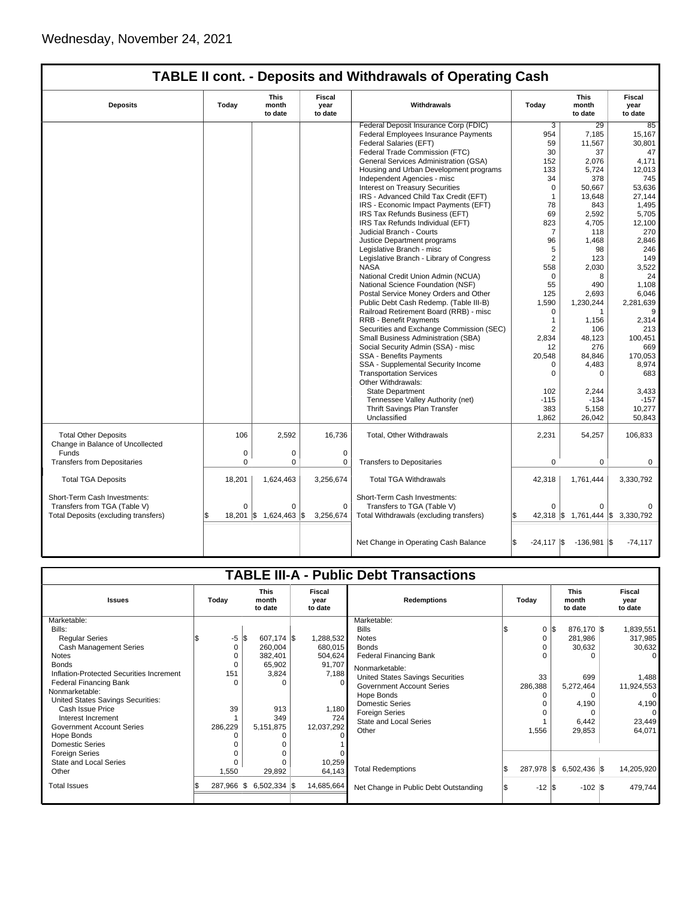Wednesday, November 24, 2021

## TABLE II cont. - Deposits and Withdrawals of Operating Cash

| Deposits | Today | This month to date | Fiscal year to date | Withdrawals | Today | This month to date | Fiscal year to date |
|---|---|---|---|---|---|---|---|
| | | | | Federal Deposit Insurance Corp (FDIC) | 3 | 29 | 85 |
| | | | | Federal Employees Insurance Payments | 954 | 7,185 | 15,167 |
| | | | | Federal Salaries (EFT) | 59 | 11,567 | 30,801 |
| | | | | Federal Trade Commission (FTC) | 30 | 37 | 47 |
| | | | | General Services Administration (GSA) | 152 | 2,076 | 4,171 |
| | | | | Housing and Urban Development programs | 133 | 5,724 | 12,013 |
| | | | | Independent Agencies - misc | 34 | 378 | 745 |
| | | | | Interest on Treasury Securities | 0 | 50,667 | 53,636 |
| | | | | IRS - Advanced Child Tax Credit (EFT) | 1 | 13,648 | 27,144 |
| | | | | IRS - Economic Impact Payments (EFT) | 78 | 843 | 1,495 |
| | | | | IRS Tax Refunds Business (EFT) | 69 | 2,592 | 5,705 |
| | | | | IRS Tax Refunds Individual (EFT) | 823 | 4,705 | 12,100 |
| | | | | Judicial Branch - Courts | 7 | 118 | 270 |
| | | | | Justice Department programs | 96 | 1,468 | 2,846 |
| | | | | Legislative Branch - misc | 5 | 98 | 246 |
| | | | | Legislative Branch - Library of Congress | 2 | 123 | 149 |
| | | | | NASA | 558 | 2,030 | 3,522 |
| | | | | National Credit Union Admin (NCUA) | 0 | 8 | 24 |
| | | | | National Science Foundation (NSF) | 55 | 490 | 1,108 |
| | | | | Postal Service Money Orders and Other | 125 | 2,693 | 6,046 |
| | | | | Public Debt Cash Redemp. (Table III-B) | 1,590 | 1,230,244 | 2,281,639 |
| | | | | Railroad Retirement Board (RRB) - misc | 0 | 1 | 9 |
| | | | | RRB - Benefit Payments | 1 | 1,156 | 2,314 |
| | | | | Securities and Exchange Commission (SEC) | 2 | 106 | 213 |
| | | | | Small Business Administration (SBA) | 2,834 | 48,123 | 100,451 |
| | | | | Social Security Admin (SSA) - misc | 12 | 276 | 669 |
| | | | | SSA - Benefits Payments | 20,548 | 84,846 | 170,053 |
| | | | | SSA - Supplemental Security Income | 0 | 4,483 | 8,974 |
| | | | | Transportation Services | 0 | 0 | 683 |
| | | | | Other Withdrawals: | | | |
| | | | | State Department | 102 | 2,244 | 3,433 |
| | | | | Tennessee Valley Authority (net) | -115 | -134 | -157 |
| | | | | Thrift Savings Plan Transfer | 383 | 5,158 | 10,277 |
| | | | | Unclassified | 1,862 | 26,042 | 50,843 |
| Total Other Deposits | 106 | 2,592 | 16,736 | Total, Other Withdrawals | 2,231 | 54,257 | 106,833 |
| Change in Balance of Uncollected Funds | 0 | 0 | 0 | | | | |
| Transfers from Depositaries | 0 | 0 | 0 | Transfers to Depositaries | 0 | 0 | 0 |
| Total TGA Deposits | 18,201 | 1,624,463 | 3,256,674 | Total TGA Withdrawals | 42,318 | 1,761,444 | 3,330,792 |
| Short-Term Cash Investments: | | | | Short-Term Cash Investments: | | | |
| Transfers from TGA (Table V) | 0 | 0 | 0 | Transfers to TGA (Table V) | 0 | 0 | 0 |
| Total Deposits (excluding transfers) | $ 18,201 | $ 1,624,463 | $ 3,256,674 | Total Withdrawals (excluding transfers) | $ 42,318 | $ 1,761,444 | $ 3,330,792 |
| | | | | Net Change in Operating Cash Balance | $ -24,117 | $ -136,981 | $ -74,117 |

## TABLE III-A - Public Debt Transactions

| Issues | Today | This month to date | Fiscal year to date | Redemptions | Today | This month to date | Fiscal year to date |
|---|---|---|---|---|---|---|---|
| Marketable: | | | | Marketable: | | | |
| Bills: | | | | Bills | $ 0 | $ 876,170 | $ 1,839,551 |
| Regular Series | $ -5 | $ 607,174 | $ 1,288,532 | Notes | 0 | 281,986 | 317,985 |
| Cash Management Series | 0 | 260,004 | 680,015 | Bonds | 0 | 30,632 | 30,632 |
| Notes | 0 | 382,401 | 504,624 | Federal Financing Bank | 0 | 0 | 0 |
| Bonds | 0 | 65,902 | 91,707 | Nonmarketable: | | | |
| Inflation-Protected Securities Increment | 151 | 3,824 | 7,188 | United States Savings Securities | 33 | 699 | 1,488 |
| Federal Financing Bank | 0 | 0 | 0 | Government Account Series | 286,388 | 5,272,464 | 11,924,553 |
| Nonmarketable: | | | | Hope Bonds | 0 | 0 | 0 |
| United States Savings Securities: | | | | Domestic Series | 0 | 4,190 | 4,190 |
| Cash Issue Price | 39 | 913 | 1,180 | Foreign Series | 0 | 0 | 0 |
| Interest Increment | 1 | 349 | 724 | State and Local Series | 1 | 6,442 | 23,449 |
| Government Account Series | 286,229 | 5,151,875 | 12,037,292 | Other | 1,556 | 29,853 | 64,071 |
| Hope Bonds | 0 | 0 | 0 | | | | |
| Domestic Series | 0 | 0 | 1 | | | | |
| Foreign Series | 0 | 0 | 0 | | | | |
| State and Local Series | 0 | 0 | 10,259 | | | | |
| Other | 1,550 | 29,892 | 64,143 | Total Redemptions | $ 287,978 | $ 6,502,436 | $ 14,205,920 |
| Total Issues | $ 287,966 | $ 6,502,334 | $ 14,685,664 | Net Change in Public Debt Outstanding | $ -12 | $ -102 | $ 479,744 |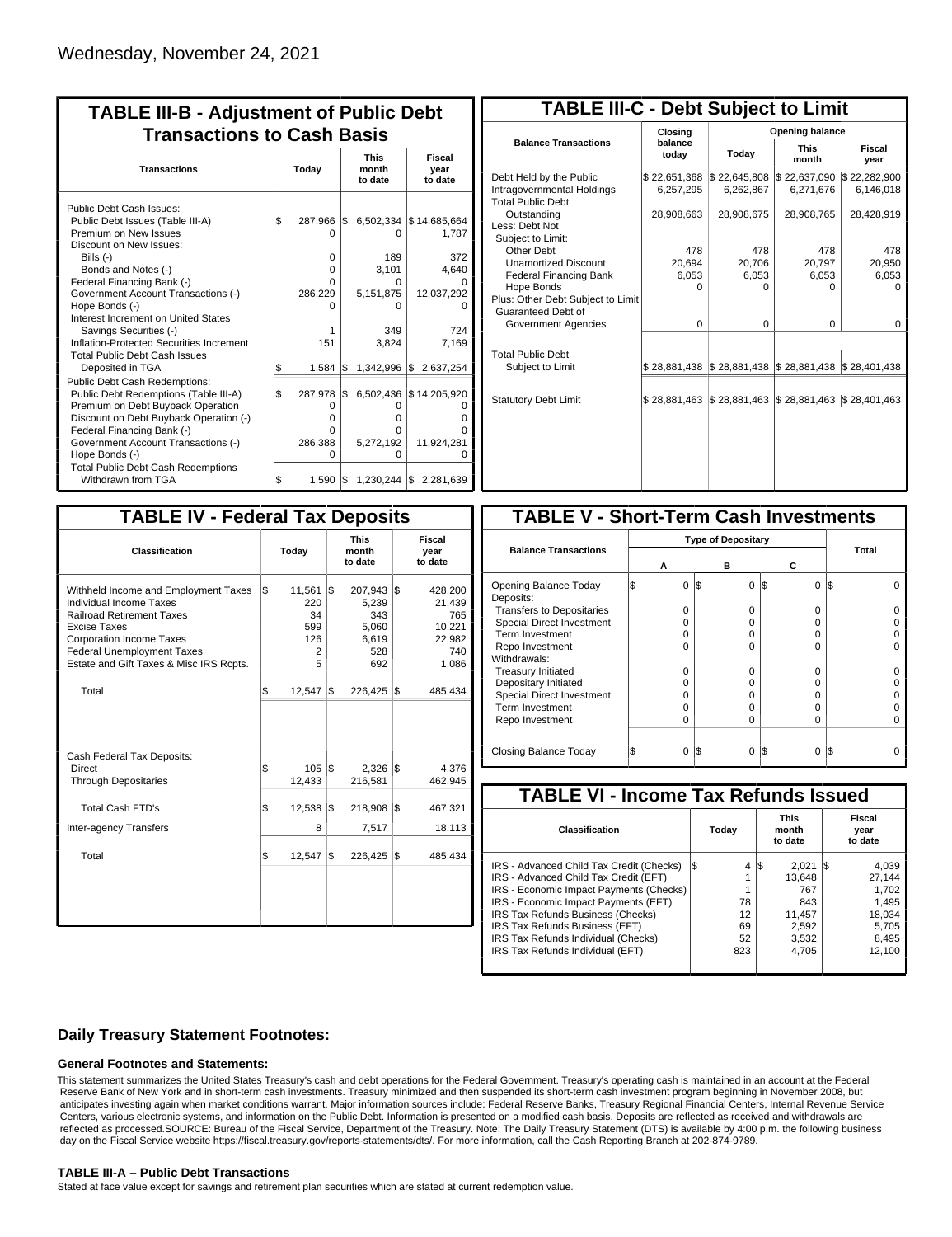Wednesday, November 24, 2021

## TABLE III-B - Adjustment of Public Debt Transactions to Cash Basis

| Transactions | Today | This month to date | Fiscal year to date |
|---|---|---|---|
| Public Debt Cash Issues: | | | |
| Public Debt Issues (Table III-A) | $ 287,966 | $ 6,502,334 | $ 14,685,664 |
| Premium on New Issues | 0 | 0 | 1,787 |
| Discount on New Issues: | | | |
| Bills (-) | 0 | 189 | 372 |
| Bonds and Notes (-) | 0 | 3,101 | 4,640 |
| Federal Financing Bank (-) | 0 | 0 | 0 |
| Government Account Transactions (-) | 286,229 | 5,151,875 | 12,037,292 |
| Hope Bonds (-) | 0 | 0 | 0 |
| Interest Increment on United States Savings Securities (-) | 1 | 349 | 724 |
| Inflation-Protected Securities Increment | 151 | 3,824 | 7,169 |
| Total Public Debt Cash Issues Deposited in TGA | $ 1,584 | $ 1,342,996 | $ 2,637,254 |
| Public Debt Cash Redemptions: | | | |
| Public Debt Redemptions (Table III-A) | $ 287,978 | $ 6,502,436 | $ 14,205,920 |
| Premium on Debt Buyback Operation | 0 | 0 | 0 |
| Discount on Debt Buyback Operation (-) | 0 | 0 | 0 |
| Federal Financing Bank (-) | 0 | 0 | 0 |
| Government Account Transactions (-) | 286,388 | 5,272,192 | 11,924,281 |
| Hope Bonds (-) | 0 | 0 | 0 |
| Total Public Debt Cash Redemptions Withdrawn from TGA | $ 1,590 | $ 1,230,244 | $ 2,281,639 |

## TABLE III-C - Debt Subject to Limit

| Balance Transactions | Closing balance today | Opening balance Today | Opening balance This month | Opening balance Fiscal year |
|---|---|---|---|---|
| Debt Held by the Public | $ 22,651,368 | $ 22,645,808 | $ 22,637,090 | $ 22,282,900 |
| Intragovernmental Holdings | 6,257,295 | 6,262,867 | 6,271,676 | 6,146,018 |
| Total Public Debt Outstanding | 28,908,663 | 28,908,675 | 28,908,765 | 28,428,919 |
| Less: Debt Not Subject to Limit: | | | | |
| Other Debt | 478 | 478 | 478 | 478 |
| Unamortized Discount | 20,694 | 20,706 | 20,797 | 20,950 |
| Federal Financing Bank | 6,053 | 6,053 | 6,053 | 6,053 |
| Hope Bonds | 0 | 0 | 0 | 0 |
| Plus: Other Debt Subject to Limit Guaranteed Debt of Government Agencies | 0 | 0 | 0 | 0 |
| Total Public Debt Subject to Limit | $ 28,881,438 | $ 28,881,438 | $ 28,881,438 | $ 28,401,438 |
| Statutory Debt Limit | $ 28,881,463 | $ 28,881,463 | $ 28,881,463 | $ 28,401,463 |

## TABLE IV - Federal Tax Deposits

| Classification | Today | This month to date | Fiscal year to date |
|---|---|---|---|
| Withheld Income and Employment Taxes | $ 11,561 | $ 207,943 | $ 428,200 |
| Individual Income Taxes | 220 | 5,239 | 21,439 |
| Railroad Retirement Taxes | 34 | 343 | 765 |
| Excise Taxes | 599 | 5,060 | 10,221 |
| Corporation Income Taxes | 126 | 6,619 | 22,982 |
| Federal Unemployment Taxes | 2 | 528 | 740 |
| Estate and Gift Taxes & Misc IRS Rcpts. | 5 | 692 | 1,086 |
| Total | $ 12,547 | $ 226,425 | $ 485,434 |
| Cash Federal Tax Deposits: | | | |
| Direct | $ 105 | $ 2,326 | $ 4,376 |
| Through Depositaries | 12,433 | 216,581 | 462,945 |
| Total Cash FTD's | $ 12,538 | $ 218,908 | $ 467,321 |
| Inter-agency Transfers | 8 | 7,517 | 18,113 |
| Total | $ 12,547 | $ 226,425 | $ 485,434 |

## TABLE V - Short-Term Cash Investments

| Balance Transactions | Type of Depositary A | B | C | Total |
|---|---|---|---|---|
| Opening Balance Today | $ 0 | $ 0 | $ 0 | $ 0 |
| Deposits: | | | | |
| Transfers to Depositaries | 0 | 0 | 0 | 0 |
| Special Direct Investment | 0 | 0 | 0 | 0 |
| Term Investment | 0 | 0 | 0 | 0 |
| Repo Investment | 0 | 0 | 0 | 0 |
| Withdrawals: | | | | |
| Treasury Initiated | 0 | 0 | 0 | 0 |
| Depositary Initiated | 0 | 0 | 0 | 0 |
| Special Direct Investment | 0 | 0 | 0 | 0 |
| Term Investment | 0 | 0 | 0 | 0 |
| Repo Investment | 0 | 0 | 0 | 0 |
| Closing Balance Today | $ 0 | $ 0 | $ 0 | $ 0 |

## TABLE VI - Income Tax Refunds Issued

| Classification | Today | This month to date | Fiscal year to date |
|---|---|---|---|
| IRS - Advanced Child Tax Credit (Checks) | $ 4 | $ 2,021 | $ 4,039 |
| IRS - Advanced Child Tax Credit (EFT) | 1 | 13,648 | 27,144 |
| IRS - Economic Impact Payments (Checks) | 1 | 767 | 1,702 |
| IRS - Economic Impact Payments (EFT) | 78 | 843 | 1,495 |
| IRS Tax Refunds Business (Checks) | 12 | 11,457 | 18,034 |
| IRS Tax Refunds Business (EFT) | 69 | 2,592 | 5,705 |
| IRS Tax Refunds Individual (Checks) | 52 | 3,532 | 8,495 |
| IRS Tax Refunds Individual (EFT) | 823 | 4,705 | 12,100 |

### Daily Treasury Statement Footnotes:

#### General Footnotes and Statements:

This statement summarizes the United States Treasury's cash and debt operations for the Federal Government. Treasury's operating cash is maintained in an account at the Federal Reserve Bank of New York and in short-term cash investments. Treasury minimized and then suspended its short-term cash investment program beginning in November 2008, but anticipates investing again when market conditions warrant. Major information sources include: Federal Reserve Banks, Treasury Regional Financial Centers, Internal Revenue Service Centers, various electronic systems, and information on the Public Debt. Information is presented on a modified cash basis. Deposits are reflected as received and withdrawals are reflected as processed.SOURCE: Bureau of the Fiscal Service, Department of the Treasury. Note: The Daily Treasury Statement (DTS) is available by 4:00 p.m. the following business day on the Fiscal Service website https://fiscal.treasury.gov/reports-statements/dts/. For more information, call the Cash Reporting Branch at 202-874-9789.

#### TABLE III-A – Public Debt Transactions

Stated at face value except for savings and retirement plan securities which are stated at current redemption value.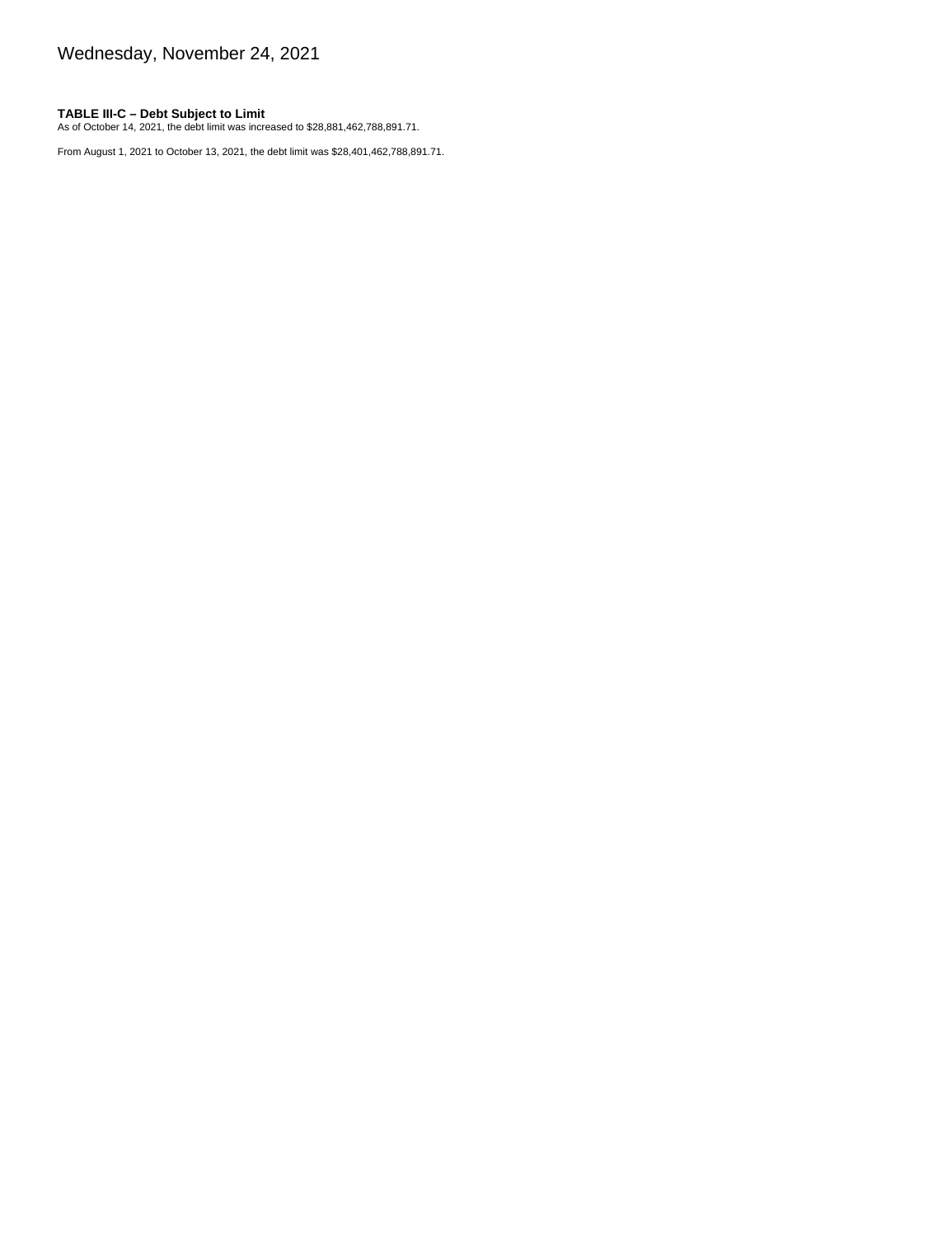Wednesday, November 24, 2021

**TABLE III-C – Debt Subject to Limit**

As of October 14, 2021, the debt limit was increased to $28,881,462,788,891.71.

From August 1, 2021 to October 13, 2021, the debt limit was $28,401,462,788,891.71.